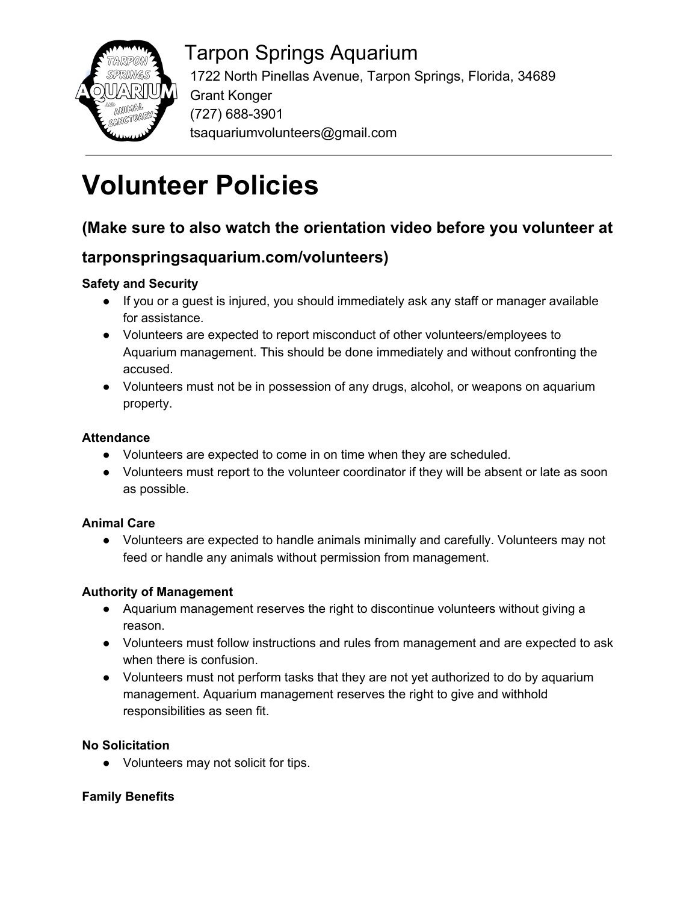# Tarpon Springs Aquarium

1722 North Pinellas Avenue, Tarpon Springs, Florida, 34689
Grant Konger
(727) 688-3901
tsaquariumvolunteers@gmail.com

---

# Volunteer Policies

## (Make sure to also watch the orientation video before you volunteer at tarponspringsaquarium.com/volunteers)

**Safety and Security**

- If you or a guest is injured, you should immediately ask any staff or manager available for assistance.
- Volunteers are expected to report misconduct of other volunteers/employees to Aquarium management. This should be done immediately and without confronting the accused.
- Volunteers must not be in possession of any drugs, alcohol, or weapons on aquarium property.

**Attendance**

- Volunteers are expected to come in on time when they are scheduled.
- Volunteers must report to the volunteer coordinator if they will be absent or late as soon as possible.

**Animal Care**

- Volunteers are expected to handle animals minimally and carefully. Volunteers may not feed or handle any animals without permission from management.

**Authority of Management**

- Aquarium management reserves the right to discontinue volunteers without giving a reason.
- Volunteers must follow instructions and rules from management and are expected to ask when there is confusion.
- Volunteers must not perform tasks that they are not yet authorized to do by aquarium management. Aquarium management reserves the right to give and withhold responsibilities as seen fit.

**No Solicitation**

- Volunteers may not solicit for tips.

**Family Benefits**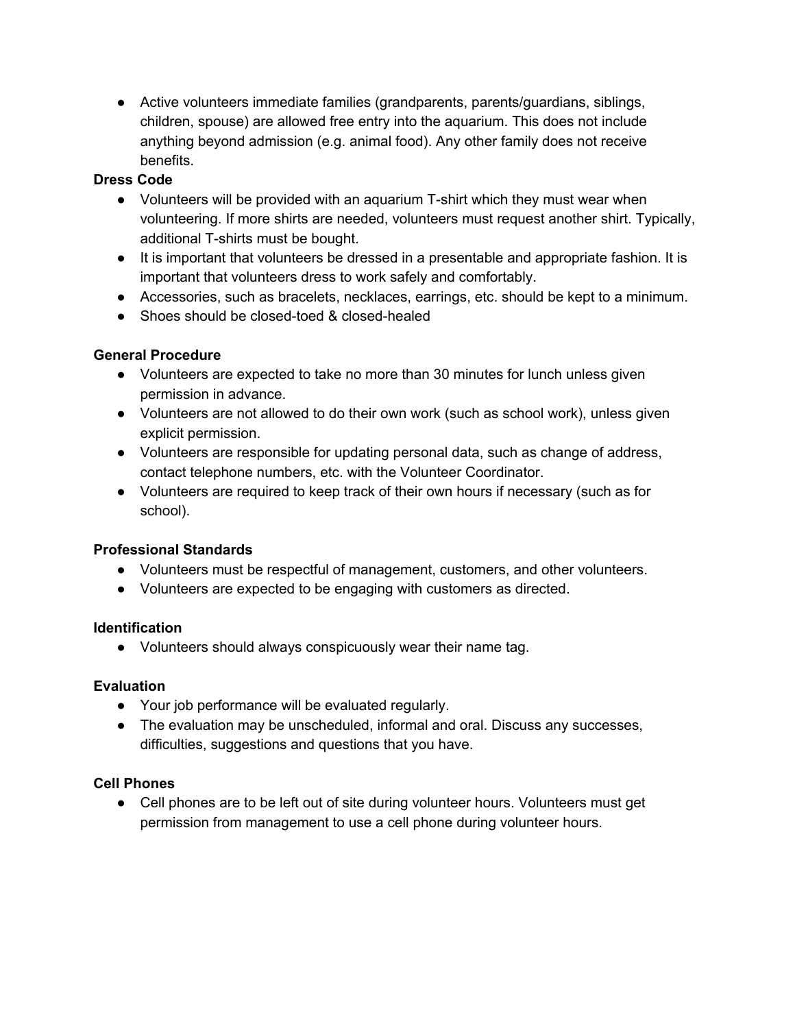- Active volunteers immediate families (grandparents, parents/guardians, siblings, children, spouse) are allowed free entry into the aquarium. This does not include anything beyond admission (e.g. animal food). Any other family does not receive benefits.

**Dress Code**

- Volunteers will be provided with an aquarium T-shirt which they must wear when volunteering. If more shirts are needed, volunteers must request another shirt. Typically, additional T-shirts must be bought.
- It is important that volunteers be dressed in a presentable and appropriate fashion. It is important that volunteers dress to work safely and comfortably.
- Accessories, such as bracelets, necklaces, earrings, etc. should be kept to a minimum.
- Shoes should be closed-toed & closed-healed

**General Procedure**

- Volunteers are expected to take no more than 30 minutes for lunch unless given permission in advance.
- Volunteers are not allowed to do their own work (such as school work), unless given explicit permission.
- Volunteers are responsible for updating personal data, such as change of address, contact telephone numbers, etc. with the Volunteer Coordinator.
- Volunteers are required to keep track of their own hours if necessary (such as for school).

**Professional Standards**

- Volunteers must be respectful of management, customers, and other volunteers.
- Volunteers are expected to be engaging with customers as directed.

**Identification**

- Volunteers should always conspicuously wear their name tag.

**Evaluation**

- Your job performance will be evaluated regularly.
- The evaluation may be unscheduled, informal and oral. Discuss any successes, difficulties, suggestions and questions that you have.

**Cell Phones**

- Cell phones are to be left out of site during volunteer hours. Volunteers must get permission from management to use a cell phone during volunteer hours.